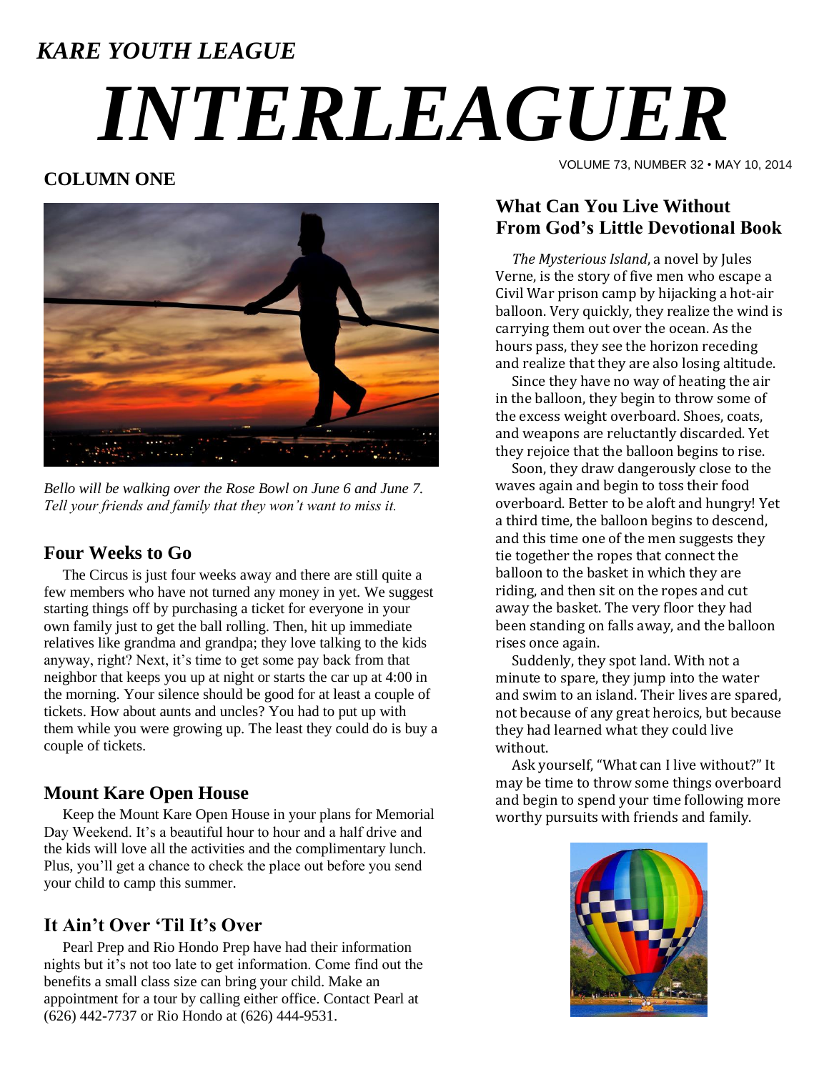*KARE YOUTH LEAGUE*

# *INTERLEAGUER*

VOLUME 73, NUMBER 32 • MAY 10, 2014

## COLUMN ONE

*Bello will be walking over the Rose Bowl on June 6 and June 7. Tell your friends and family that they won't want to miss it.*

### Four Weeks to Go

The Circus is just four weeks away and there are still quite a few members who have not turned any money in yet. We suggest starting things off by purchasing a ticket for everyone in your own family just to get the ball rolling. Then, hit up immediate relatives like grandma and grandpa; they love talking to the kids anyway, right? Next, it's time to get some pay back from that neighbor that keeps you up at night or starts the car up at 4:00 in the morning. Your silence should be good for at least a couple of tickets. How about aunts and uncles? You had to put up with them while you were growing up. The least they could do is buy a couple of tickets.

### Mount Kare Open House

Keep the Mount Kare Open House in your plans for Memorial Day Weekend. It's a beautiful hour to hour and a half drive and the kids will love all the activities and the complimentary lunch. Plus, you'll get a chance to check the place out before you send your child to camp this summer.

### It Ain't Over 'Til It's Over

Pearl Prep and Rio Hondo Prep have had their information nights but it's not too late to get information. Come find out the benefits a small class size can bring your child. Make an appointment for a tour by calling either office. Contact Pearl at (626) 442-7737 or Rio Hondo at (626) 444-9531.

### What Can You Live Without From God's Little Devotional Book

*The Mysterious Island*, a novel by Jules Verne, is the story of five men who escape a Civil War prison camp by hijacking a hot-air balloon. Very quickly, they realize the wind is carrying them out over the ocean. As the hours pass, they see the horizon receding and realize that they are also losing altitude.

Since they have no way of heating the air in the balloon, they begin to throw some of the excess weight overboard. Shoes, coats, and weapons are reluctantly discarded. Yet they rejoice that the balloon begins to rise.

Soon, they draw dangerously close to the waves again and begin to toss their food overboard. Better to be aloft and hungry! Yet a third time, the balloon begins to descend, and this time one of the men suggests they tie together the ropes that connect the balloon to the basket in which they are riding, and then sit on the ropes and cut away the basket. The very floor they had been standing on falls away, and the balloon rises once again.

Suddenly, they spot land. With not a minute to spare, they jump into the water and swim to an island. Their lives are spared, not because of any great heroics, but because they had learned what they could live without.

Ask yourself, "What can I live without?" It may be time to throw some things overboard and begin to spend your time following more worthy pursuits with friends and family.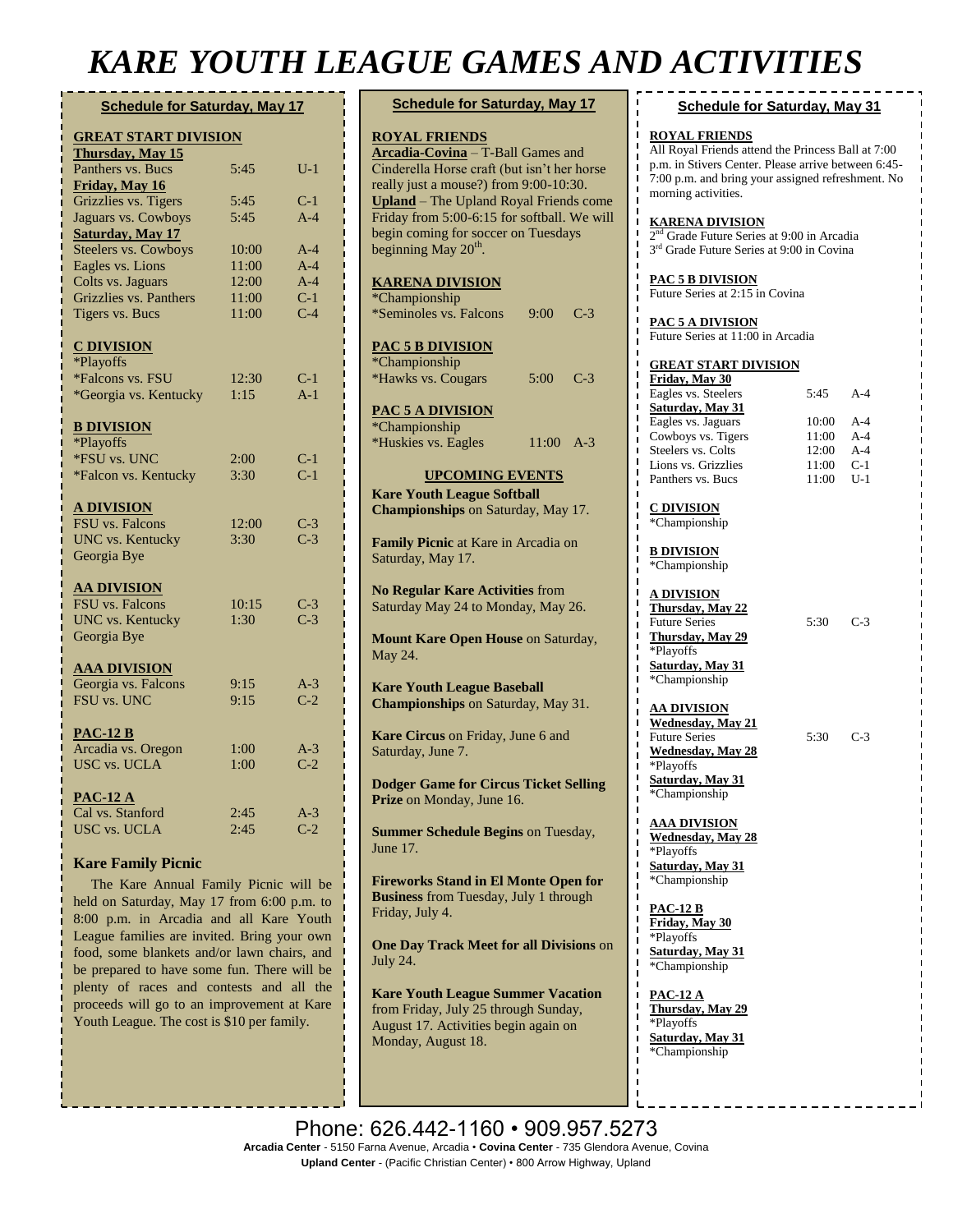# KARE YOUTH LEAGUE GAMES AND ACTIVITIES

## Schedule for Saturday, May 17

### GREAT START DIVISION

| | | |
|---|---|---|
| **Thursday, May 15** | | |
| Panthers vs. Bucs | 5:45 | U-1 |
| **Friday, May 16** | | |
| Grizzlies vs. Tigers | 5:45 | C-1 |
| Jaguars vs. Cowboys | 5:45 | A-4 |
| **Saturday, May 17** | | |
| Steelers vs. Cowboys | 10:00 | A-4 |
| Eagles vs. Lions | 11:00 | A-4 |
| Colts vs. Jaguars | 12:00 | A-4 |
| Grizzlies vs. Panthers | 11:00 | C-1 |
| Tigers vs. Bucs | 11:00 | C-4 |

### C DIVISION

*Playoffs

| | | |
|---|---|---|
| *Falcons vs. FSU | 12:30 | C-1 |
| *Georgia vs. Kentucky | 1:15 | A-1 |

### B DIVISION

*Playoffs

| | | |
|---|---|---|
| *FSU vs. UNC | 2:00 | C-1 |
| *Falcon vs. Kentucky | 3:30 | C-1 |

### A DIVISION

| | | |
|---|---|---|
| FSU vs. Falcons | 12:00 | C-3 |
| UNC vs. Kentucky | 3:30 | C-3 |
| Georgia Bye | | |

### AA DIVISION

| | | |
|---|---|---|
| FSU vs. Falcons | 10:15 | C-3 |
| UNC vs. Kentucky | 1:30 | C-3 |
| Georgia Bye | | |

### AAA DIVISION

| | | |
|---|---|---|
| Georgia vs. Falcons | 9:15 | A-3 |
| FSU vs. UNC | 9:15 | C-2 |

### PAC-12 B

| | | |
|---|---|---|
| Arcadia vs. Oregon | 1:00 | A-3 |
| USC vs. UCLA | 1:00 | C-2 |

### PAC-12 A

| | | |
|---|---|---|
| Cal vs. Stanford | 2:45 | A-3 |
| USC vs. UCLA | 2:45 | C-2 |

### Kare Family Picnic

The Kare Annual Family Picnic will be held on Saturday, May 17 from 6:00 p.m. to 8:00 p.m. in Arcadia and all Kare Youth League families are invited. Bring your own food, some blankets and/or lawn chairs, and be prepared to have some fun. There will be plenty of races and contests and all the proceeds will go to an improvement at Kare Youth League. The cost is $10 per family.

## Schedule for Saturday, May 17

### ROYAL FRIENDS

**Arcadia-Covina** – T-Ball Games and Cinderella Horse craft (but isn't her horse really just a mouse?) from 9:00-10:30.
**Upland** – The Upland Royal Friends come Friday from 5:00-6:15 for softball. We will begin coming for soccer on Tuesdays beginning May 20th.

### KARENA DIVISION

*Championship

| | | |
|---|---|---|
| *Seminoles vs. Falcons | 9:00 | C-3 |

### PAC 5 B DIVISION

*Championship

| | | |
|---|---|---|
| *Hawks vs. Cougars | 5:00 | C-3 |

### PAC 5 A DIVISION

*Championship

| | | |
|---|---|---|
| *Huskies vs. Eagles | 11:00 | A-3 |

### UPCOMING EVENTS

**Kare Youth League Softball Championships** on Saturday, May 17.

**Family Picnic** at Kare in Arcadia on Saturday, May 17.

**No Regular Kare Activities** from Saturday May 24 to Monday, May 26.

**Mount Kare Open House** on Saturday, May 24.

**Kare Youth League Baseball Championships** on Saturday, May 31.

**Kare Circus** on Friday, June 6 and Saturday, June 7.

**Dodger Game for Circus Ticket Selling Prize** on Monday, June 16.

**Summer Schedule Begins** on Tuesday, June 17.

**Fireworks Stand in El Monte Open for Business** from Tuesday, July 1 through Friday, July 4.

**One Day Track Meet for all Divisions** on July 24.

**Kare Youth League Summer Vacation** from Friday, July 25 through Sunday, August 17. Activities begin again on Monday, August 18.

## Schedule for Saturday, May 31

### ROYAL FRIENDS

All Royal Friends attend the Princess Ball at 7:00 p.m. in Stivers Center. Please arrive between 6:45-7:00 p.m. and bring your assigned refreshment. No morning activities.

### KARENA DIVISION

2nd Grade Future Series at 9:00 in Arcadia
3rd Grade Future Series at 9:00 in Covina

### PAC 5 B DIVISION

Future Series at 2:15 in Covina

### PAC 5 A DIVISION

Future Series at 11:00 in Arcadia

### GREAT START DIVISION

| | | |
|---|---|---|
| **Friday, May 30** | | |
| Eagles vs. Steelers | 5:45 | A-4 |
| **Saturday, May 31** | | |
| Eagles vs. Jaguars | 10:00 | A-4 |
| Cowboys vs. Tigers | 11:00 | A-4 |
| Steelers vs. Colts | 12:00 | A-4 |
| Lions vs. Grizzlies | 11:00 | C-1 |
| Panthers vs. Bucs | 11:00 | U-1 |

### C DIVISION

*Championship

### B DIVISION

*Championship

### A DIVISION

| | | |
|---|---|---|
| **Thursday, May 22** | | |
| Future Series | 5:30 | C-3 |
| **Thursday, May 29** | | |
| *Playoffs | | |
| **Saturday, May 31** | | |
| *Championship | | |

### AA DIVISION

| | | |
|---|---|---|
| **Wednesday, May 21** | | |
| Future Series | 5:30 | C-3 |
| **Wednesday, May 28** | | |
| *Playoffs | | |
| **Saturday, May 31** | | |
| *Championship | | |

### AAA DIVISION

**Wednesday, May 28**
*Playoffs
**Saturday, May 31**
*Championship

### PAC-12 B

**Friday, May 30**
*Playoffs
**Saturday, May 31**
*Championship

### PAC-12 A

**Thursday, May 29**
*Playoffs
**Saturday, May 31**
*Championship

Phone: 626.442-1160 • 909.957.5273
**Arcadia Center** - 5150 Farna Avenue, Arcadia • **Covina Center** - 735 Glendora Avenue, Covina
**Upland Center** - (Pacific Christian Center) • 800 Arrow Highway, Upland